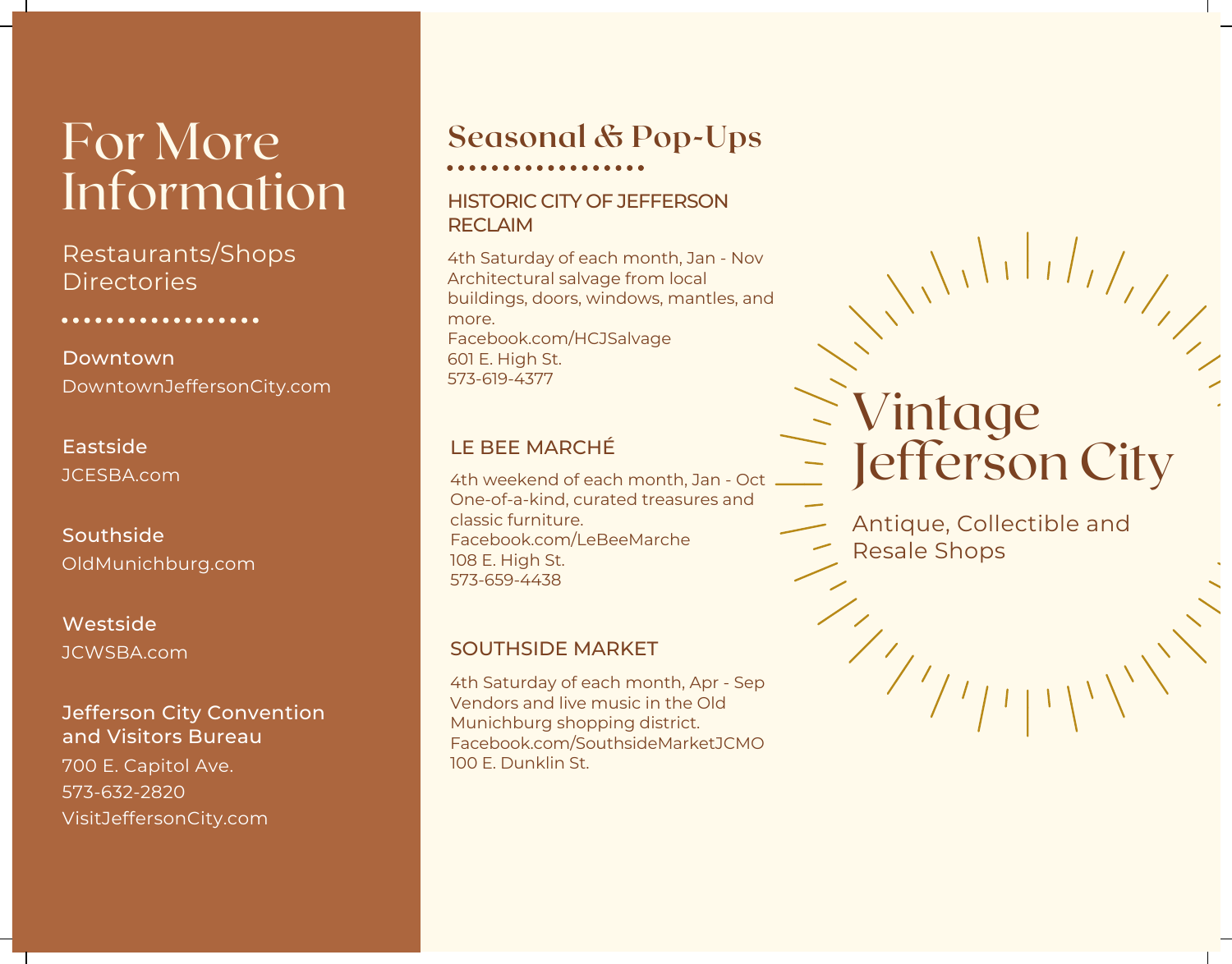# For More Information

Restaurants/Shops Directories

**Downtown**
DowntownJeffersonCity.com

**Eastside**
JCESBA.com

**Southside**
OldMunichburg.com

**Westside**
JCWSBA.com

**Jefferson City Convention and Visitors Bureau**
700 E. Capitol Ave.
573-632-2820
VisitJeffersonCity.com

## Seasonal & Pop-Ups

### HISTORIC CITY OF JEFFERSON RECLAIM

4th Saturday of each month, Jan - Nov
Architectural salvage from local buildings, doors, windows, mantles, and more.
Facebook.com/HCJSalvage
601 E. High St.
573-619-4377

### LE BEE MARCHÉ

4th weekend of each month, Jan - Oct
One-of-a-kind, curated treasures and classic furniture.
Facebook.com/LeBeeMarche
108 E. High St.
573-659-4438

### SOUTHSIDE MARKET

4th Saturday of each month, Apr - Sep
Vendors and live music in the Old Munichburg shopping district.
Facebook.com/SouthsideMarketJCMO
100 E. Dunklin St.

# Vintage Jefferson City

Antique, Collectible and Resale Shops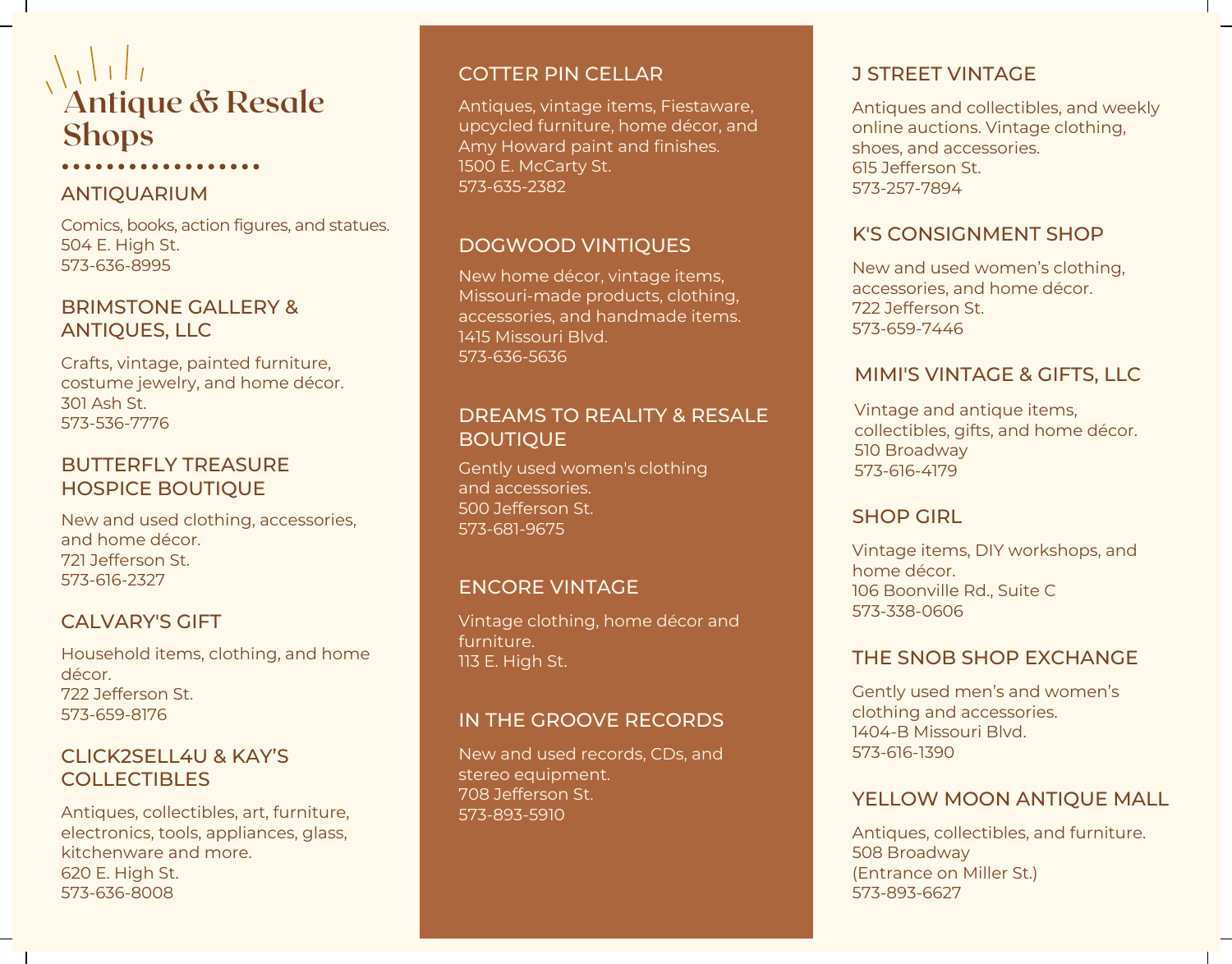# Antique & Resale Shops

## ANTIQUARIUM

Comics, books, action figures, and statues.
504 E. High St.
573-636-8995

## BRIMSTONE GALLERY & ANTIQUES, LLC

Crafts, vintage, painted furniture, costume jewelry, and home décor.
301 Ash St.
573-536-7776

## BUTTERFLY TREASURE HOSPICE BOUTIQUE

New and used clothing, accessories, and home décor.
721 Jefferson St.
573-616-2327

## CALVARY'S GIFT

Household items, clothing, and home décor.
722 Jefferson St.
573-659-8176

## CLICK2SELL4U & KAY'S COLLECTIBLES

Antiques, collectibles, art, furniture, electronics, tools, appliances, glass, kitchenware and more.
620 E. High St.
573-636-8008

## COTTER PIN CELLAR

Antiques, vintage items, Fiestaware, upcycled furniture, home décor, and Amy Howard paint and finishes.
1500 E. McCarty St.
573-635-2382

## DOGWOOD VINTIQUES

New home décor, vintage items, Missouri-made products, clothing, accessories, and handmade items.
1415 Missouri Blvd.
573-636-5636

## DREAMS TO REALITY & RESALE BOUTIQUE

Gently used women's clothing and accessories.
500 Jefferson St.
573-681-9675

## ENCORE VINTAGE

Vintage clothing, home décor and furniture.
113 E. High St.

## IN THE GROOVE RECORDS

New and used records, CDs, and stereo equipment.
708 Jefferson St.
573-893-5910

## J STREET VINTAGE

Antiques and collectibles, and weekly online auctions. Vintage clothing, shoes, and accessories.
615 Jefferson St.
573-257-7894

## K'S CONSIGNMENT SHOP

New and used women's clothing, accessories, and home décor.
722 Jefferson St.
573-659-7446

## MIMI'S VINTAGE & GIFTS, LLC

Vintage and antique items, collectibles, gifts, and home décor.
510 Broadway
573-616-4179

## SHOP GIRL

Vintage items, DIY workshops, and home décor.
106 Boonville Rd., Suite C
573-338-0606

## THE SNOB SHOP EXCHANGE

Gently used men's and women's clothing and accessories.
1404-B Missouri Blvd.
573-616-1390

## YELLOW MOON ANTIQUE MALL

Antiques, collectibles, and furniture.
508 Broadway
(Entrance on Miller St.)
573-893-6627